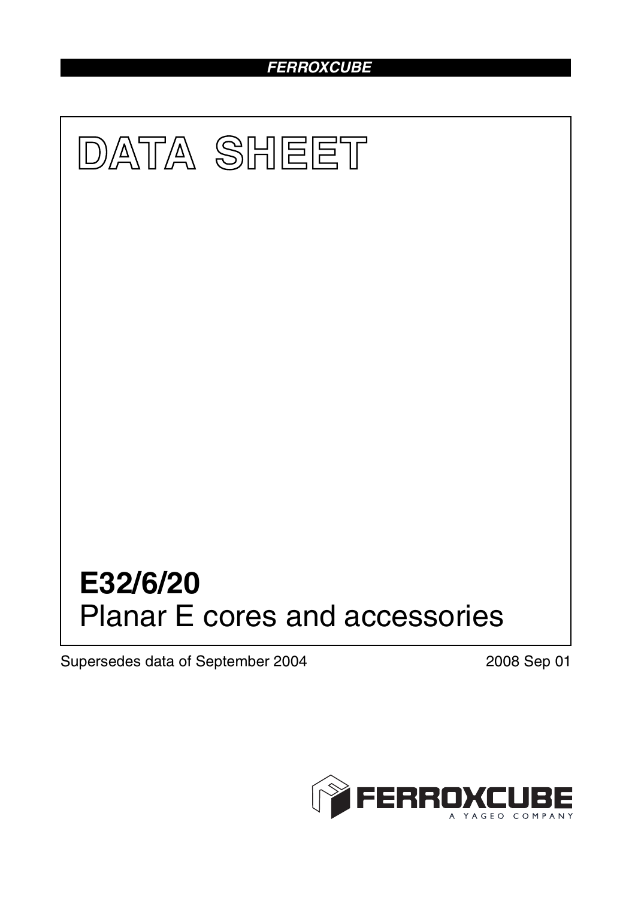FERROXCUBE

# DATA SHEET

## E32/6/20
Planar E cores and accessories

Supersedes data of September 2004

2008 Sep 01

FERROXCUBE
A YAGEO COMPANY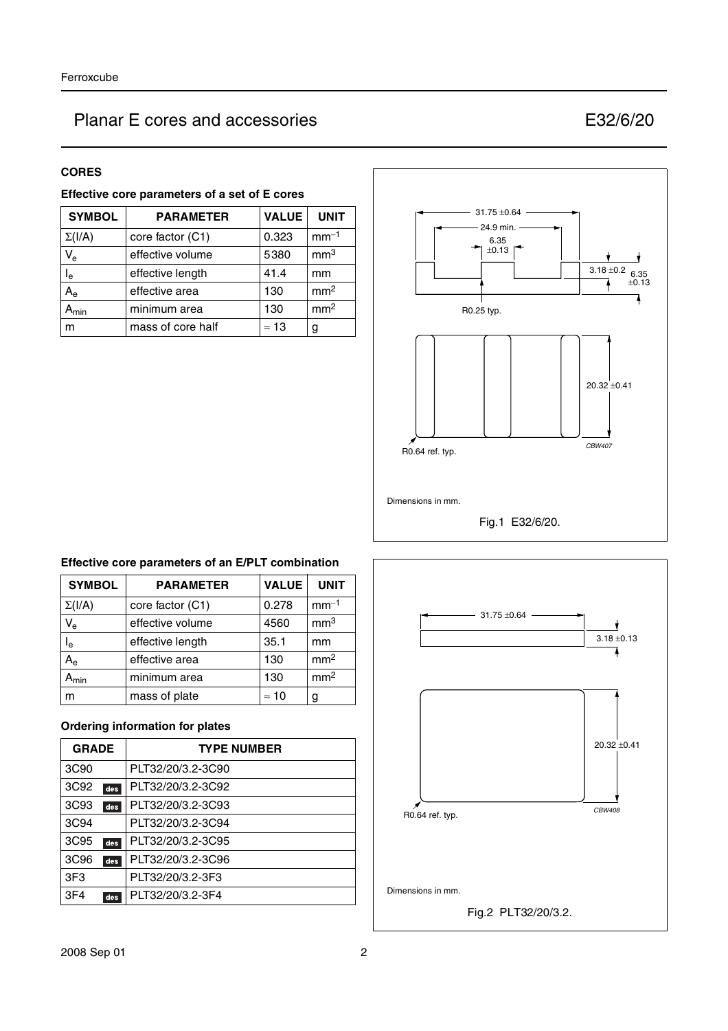# Planar E cores and accessories E32/6/20

## CORES

### Effective core parameters of a set of E cores

| SYMBOL | PARAMETER | VALUE | UNIT |
|---|---|---|---|
| $\Sigma(l/A)$ | core factor (C1) | 0.323 | $mm^{-1}$ |
| $V_e$ | effective volume | 5380 | $mm^3$ |
| $l_e$ | effective length | 41.4 | mm |
| $A_e$ | effective area | 130 | $mm^2$ |
| $A_{min}$ | minimum area | 130 | $mm^2$ |
| m | mass of core half | ≈ 13 | g |

Dimensions in mm.

Fig.1 E32/6/20.

### Effective core parameters of an E/PLT combination

| SYMBOL | PARAMETER | VALUE | UNIT |
|---|---|---|---|
| $\Sigma(l/A)$ | core factor (C1) | 0.278 | $mm^{-1}$ |
| $V_e$ | effective volume | 4560 | $mm^3$ |
| $l_e$ | effective length | 35.1 | mm |
| $A_e$ | effective area | 130 | $mm^2$ |
| $A_{min}$ | minimum area | 130 | $mm^2$ |
| m | mass of plate | ≈ 10 | g |

### Ordering information for plates

| GRADE | TYPE NUMBER |
|---|---|
| 3C90 | PLT32/20/3.2-3C90 |
| 3C92 des | PLT32/20/3.2-3C92 |
| 3C93 des | PLT32/20/3.2-3C93 |
| 3C94 | PLT32/20/3.2-3C94 |
| 3C95 des | PLT32/20/3.2-3C95 |
| 3C96 des | PLT32/20/3.2-3C96 |
| 3F3 | PLT32/20/3.2-3F3 |
| 3F4 des | PLT32/20/3.2-3F4 |

Dimensions in mm.

Fig.2 PLT32/20/3.2.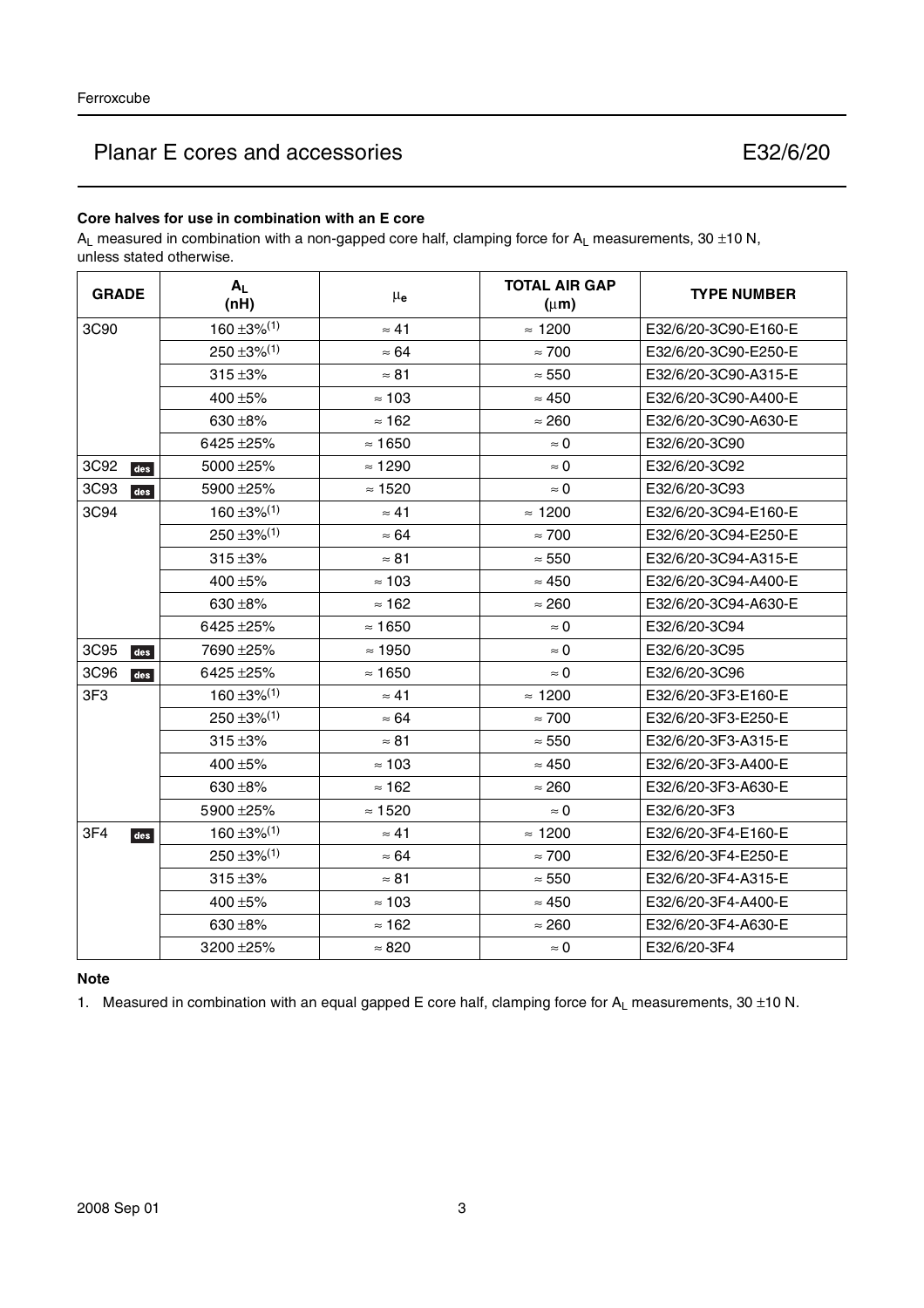# Planar E cores and accessories E32/6/20

### Core halves for use in combination with an E core

$A_L$ measured in combination with a non-gapped core half, clamping force for $A_L$ measurements, 30 ±10 N, unless stated otherwise.

| GRADE | $A_L$ (nH) | $\mu_e$ | TOTAL AIR GAP (μm) | TYPE NUMBER |
|---|---|---|---|---|
| 3C90 | 160 ±3%(1) | ≈ 41 | ≈ 1200 | E32/6/20-3C90-E160-E |
| | 250 ±3%(1) | ≈ 64 | ≈ 700 | E32/6/20-3C90-E250-E |
| | 315 ±3% | ≈ 81 | ≈ 550 | E32/6/20-3C90-A315-E |
| | 400 ±5% | ≈ 103 | ≈ 450 | E32/6/20-3C90-A400-E |
| | 630 ±8% | ≈ 162 | ≈ 260 | E32/6/20-3C90-A630-E |
| | 6425 ±25% | ≈ 1650 | ≈ 0 | E32/6/20-3C90 |
| 3C92 des | 5000 ±25% | ≈ 1290 | ≈ 0 | E32/6/20-3C92 |
| 3C93 des | 5900 ±25% | ≈ 1520 | ≈ 0 | E32/6/20-3C93 |
| 3C94 | 160 ±3%(1) | ≈ 41 | ≈ 1200 | E32/6/20-3C94-E160-E |
| | 250 ±3%(1) | ≈ 64 | ≈ 700 | E32/6/20-3C94-E250-E |
| | 315 ±3% | ≈ 81 | ≈ 550 | E32/6/20-3C94-A315-E |
| | 400 ±5% | ≈ 103 | ≈ 450 | E32/6/20-3C94-A400-E |
| | 630 ±8% | ≈ 162 | ≈ 260 | E32/6/20-3C94-A630-E |
| | 6425 ±25% | ≈ 1650 | ≈ 0 | E32/6/20-3C94 |
| 3C95 des | 7690 ±25% | ≈ 1950 | ≈ 0 | E32/6/20-3C95 |
| 3C96 des | 6425 ±25% | ≈ 1650 | ≈ 0 | E32/6/20-3C96 |
| 3F3 | 160 ±3%(1) | ≈ 41 | ≈ 1200 | E32/6/20-3F3-E160-E |
| | 250 ±3%(1) | ≈ 64 | ≈ 700 | E32/6/20-3F3-E250-E |
| | 315 ±3% | ≈ 81 | ≈ 550 | E32/6/20-3F3-A315-E |
| | 400 ±5% | ≈ 103 | ≈ 450 | E32/6/20-3F3-A400-E |
| | 630 ±8% | ≈ 162 | ≈ 260 | E32/6/20-3F3-A630-E |
| | 5900 ±25% | ≈ 1520 | ≈ 0 | E32/6/20-3F3 |
| 3F4 des | 160 ±3%(1) | ≈ 41 | ≈ 1200 | E32/6/20-3F4-E160-E |
| | 250 ±3%(1) | ≈ 64 | ≈ 700 | E32/6/20-3F4-E250-E |
| | 315 ±3% | ≈ 81 | ≈ 550 | E32/6/20-3F4-A315-E |
| | 400 ±5% | ≈ 103 | ≈ 450 | E32/6/20-3F4-A400-E |
| | 630 ±8% | ≈ 162 | ≈ 260 | E32/6/20-3F4-A630-E |
| | 3200 ±25% | ≈ 820 | ≈ 0 | E32/6/20-3F4 |

### Note

1. Measured in combination with an equal gapped E core half, clamping force for $A_L$ measurements, 30 ±10 N.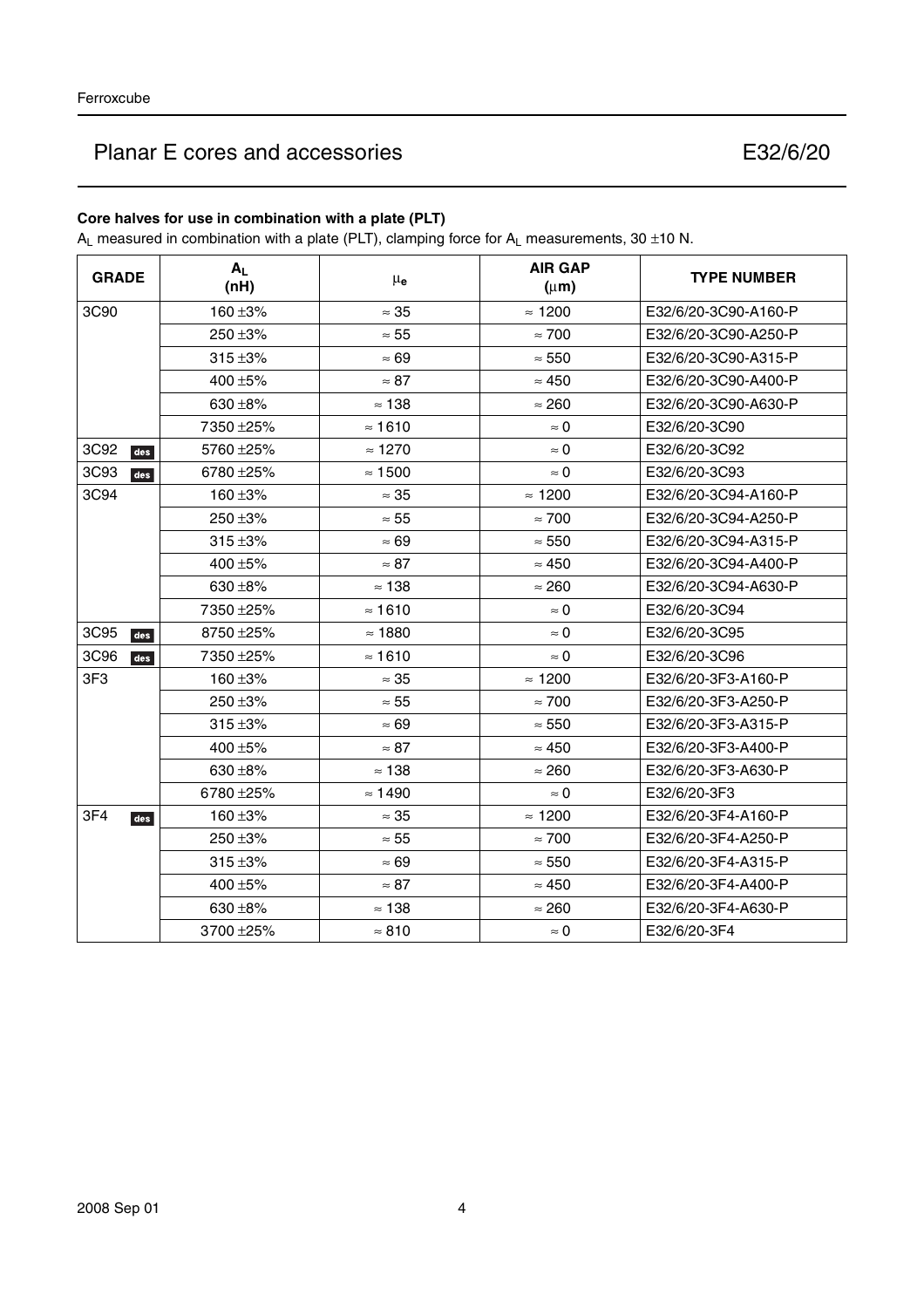## Planar E cores and accessories — E32/6/20

### Core halves for use in combination with a plate (PLT)

$A_L$ measured in combination with a plate (PLT), clamping force for $A_L$ measurements, 30 ±10 N.

| GRADE | $A_L$ (nH) | $\mu_e$ | AIR GAP (μm) | TYPE NUMBER |
|---|---|---|---|---|
| 3C90 | 160 ±3% | ≈ 35 | ≈ 1200 | E32/6/20-3C90-A160-P |
| | 250 ±3% | ≈ 55 | ≈ 700 | E32/6/20-3C90-A250-P |
| | 315 ±3% | ≈ 69 | ≈ 550 | E32/6/20-3C90-A315-P |
| | 400 ±5% | ≈ 87 | ≈ 450 | E32/6/20-3C90-A400-P |
| | 630 ±8% | ≈ 138 | ≈ 260 | E32/6/20-3C90-A630-P |
| | 7350 ±25% | ≈ 1610 | ≈ 0 | E32/6/20-3C90 |
| 3C92 des | 5760 ±25% | ≈ 1270 | ≈ 0 | E32/6/20-3C92 |
| 3C93 des | 6780 ±25% | ≈ 1500 | ≈ 0 | E32/6/20-3C93 |
| 3C94 | 160 ±3% | ≈ 35 | ≈ 1200 | E32/6/20-3C94-A160-P |
| | 250 ±3% | ≈ 55 | ≈ 700 | E32/6/20-3C94-A250-P |
| | 315 ±3% | ≈ 69 | ≈ 550 | E32/6/20-3C94-A315-P |
| | 400 ±5% | ≈ 87 | ≈ 450 | E32/6/20-3C94-A400-P |
| | 630 ±8% | ≈ 138 | ≈ 260 | E32/6/20-3C94-A630-P |
| | 7350 ±25% | ≈ 1610 | ≈ 0 | E32/6/20-3C94 |
| 3C95 des | 8750 ±25% | ≈ 1880 | ≈ 0 | E32/6/20-3C95 |
| 3C96 des | 7350 ±25% | ≈ 1610 | ≈ 0 | E32/6/20-3C96 |
| 3F3 | 160 ±3% | ≈ 35 | ≈ 1200 | E32/6/20-3F3-A160-P |
| | 250 ±3% | ≈ 55 | ≈ 700 | E32/6/20-3F3-A250-P |
| | 315 ±3% | ≈ 69 | ≈ 550 | E32/6/20-3F3-A315-P |
| | 400 ±5% | ≈ 87 | ≈ 450 | E32/6/20-3F3-A400-P |
| | 630 ±8% | ≈ 138 | ≈ 260 | E32/6/20-3F3-A630-P |
| | 6780 ±25% | ≈ 1490 | ≈ 0 | E32/6/20-3F3 |
| 3F4 des | 160 ±3% | ≈ 35 | ≈ 1200 | E32/6/20-3F4-A160-P |
| | 250 ±3% | ≈ 55 | ≈ 700 | E32/6/20-3F4-A250-P |
| | 315 ±3% | ≈ 69 | ≈ 550 | E32/6/20-3F4-A315-P |
| | 400 ±5% | ≈ 87 | ≈ 450 | E32/6/20-3F4-A400-P |
| | 630 ±8% | ≈ 138 | ≈ 260 | E32/6/20-3F4-A630-P |
| | 3700 ±25% | ≈ 810 | ≈ 0 | E32/6/20-3F4 |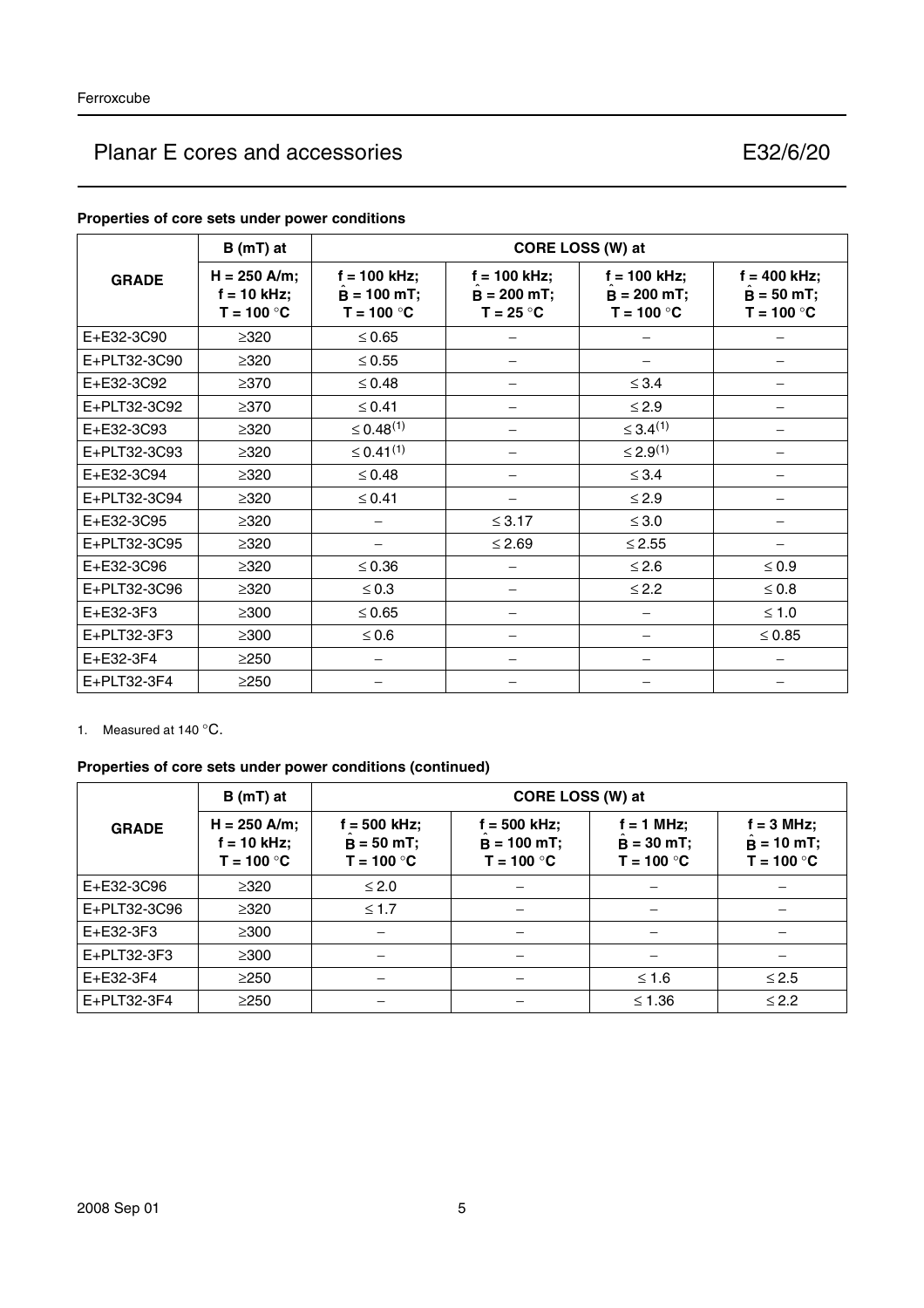**Properties of core sets under power conditions**

| GRADE | B (mT) at | CORE LOSS (W) at | | | |
|---|---|---|---|---|---|
| | H = 250 A/m; f = 10 kHz; T = 100 °C | f = 100 kHz; $\hat{B}$ = 100 mT; T = 100 °C | f = 100 kHz; $\hat{B}$ = 200 mT; T = 25 °C | f = 100 kHz; $\hat{B}$ = 200 mT; T = 100 °C | f = 400 kHz; $\hat{B}$ = 50 mT; T = 100 °C |
| E+E32-3C90 | ≥320 | ≤ 0.65 | − | − | − |
| E+PLT32-3C90 | ≥320 | ≤ 0.55 | − | − | − |
| E+E32-3C92 | ≥370 | ≤ 0.48 | − | ≤ 3.4 | − |
| E+PLT32-3C92 | ≥370 | ≤ 0.41 | − | ≤ 2.9 | − |
| E+E32-3C93 | ≥320 | ≤ 0.48(1) | − | ≤ 3.4(1) | − |
| E+PLT32-3C93 | ≥320 | ≤ 0.41(1) | − | ≤ 2.9(1) | − |
| E+E32-3C94 | ≥320 | ≤ 0.48 | − | ≤ 3.4 | − |
| E+PLT32-3C94 | ≥320 | ≤ 0.41 | − | ≤ 2.9 | − |
| E+E32-3C95 | ≥320 | − | ≤ 3.17 | ≤ 3.0 | − |
| E+PLT32-3C95 | ≥320 | − | ≤ 2.69 | ≤ 2.55 | − |
| E+E32-3C96 | ≥320 | ≤ 0.36 | − | ≤ 2.6 | ≤ 0.9 |
| E+PLT32-3C96 | ≥320 | ≤ 0.3 | − | ≤ 2.2 | ≤ 0.8 |
| E+E32-3F3 | ≥300 | ≤ 0.65 | − | − | ≤ 1.0 |
| E+PLT32-3F3 | ≥300 | ≤ 0.6 | − | − | ≤ 0.85 |
| E+E32-3F4 | ≥250 | − | − | − | − |
| E+PLT32-3F4 | ≥250 | − | − | − | − |

1. Measured at 140 °C.

**Properties of core sets under power conditions (continued)**

| GRADE | B (mT) at | CORE LOSS (W) at | | | |
|---|---|---|---|---|---|
| | H = 250 A/m; f = 10 kHz; T = 100 °C | f = 500 kHz; $\hat{B}$ = 50 mT; T = 100 °C | f = 500 kHz; $\hat{B}$ = 100 mT; T = 100 °C | f = 1 MHz; $\hat{B}$ = 30 mT; T = 100 °C | f = 3 MHz; $\hat{B}$ = 10 mT; T = 100 °C |
| E+E32-3C96 | ≥320 | ≤ 2.0 | − | − | − |
| E+PLT32-3C96 | ≥320 | ≤ 1.7 | − | − | − |
| E+E32-3F3 | ≥300 | − | − | − | − |
| E+PLT32-3F3 | ≥300 | − | − | − | − |
| E+E32-3F4 | ≥250 | − | − | ≤ 1.6 | ≤ 2.5 |
| E+PLT32-3F4 | ≥250 | − | − | ≤ 1.36 | ≤ 2.2 |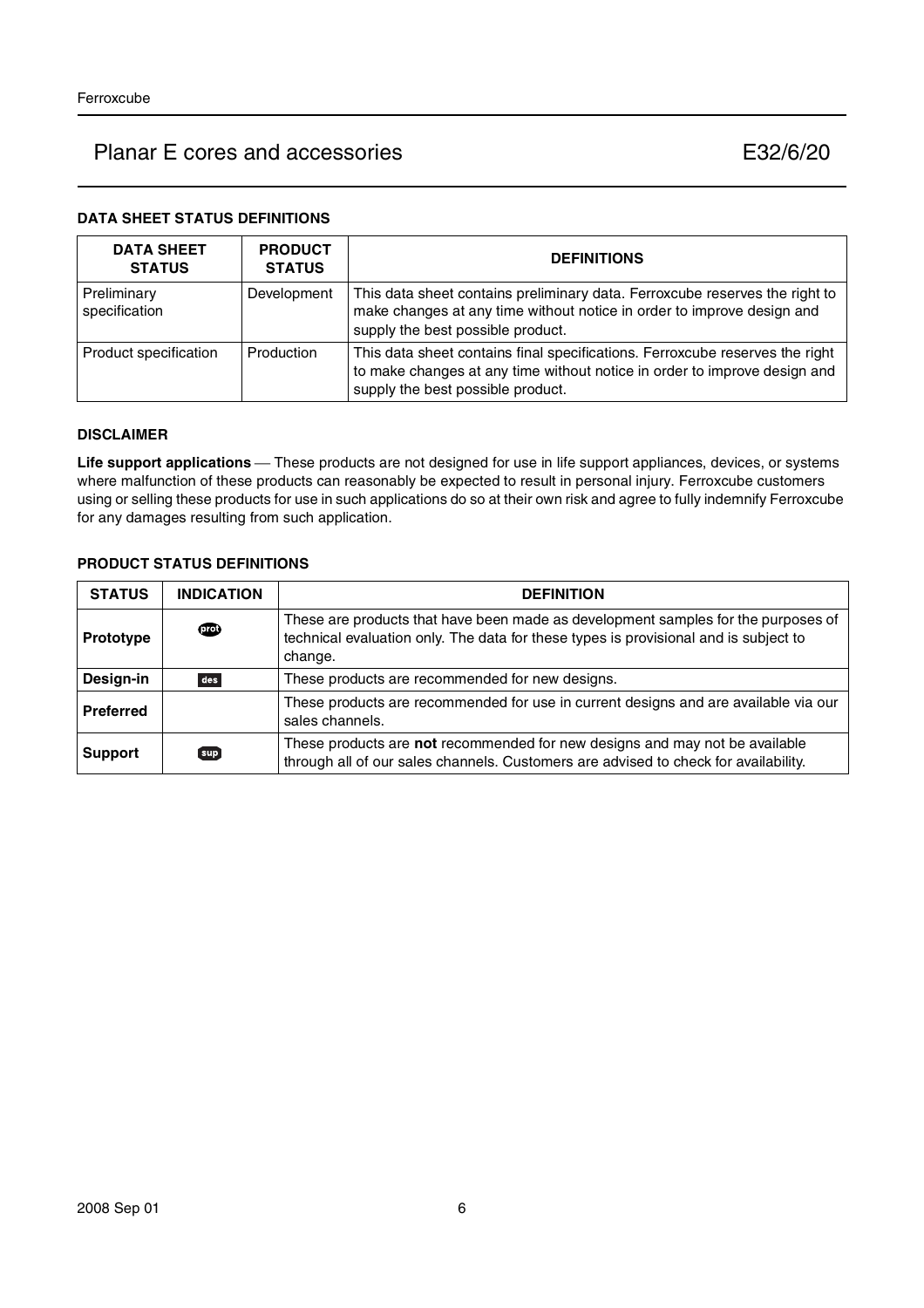## DATA SHEET STATUS DEFINITIONS

| DATA SHEET STATUS | PRODUCT STATUS | DEFINITIONS |
|---|---|---|
| Preliminary specification | Development | This data sheet contains preliminary data. Ferroxcube reserves the right to make changes at any time without notice in order to improve design and supply the best possible product. |
| Product specification | Production | This data sheet contains final specifications. Ferroxcube reserves the right to make changes at any time without notice in order to improve design and supply the best possible product. |

## DISCLAIMER

**Life support applications** — These products are not designed for use in life support appliances, devices, or systems where malfunction of these products can reasonably be expected to result in personal injury. Ferroxcube customers using or selling these products for use in such applications do so at their own risk and agree to fully indemnify Ferroxcube for any damages resulting from such application.

## PRODUCT STATUS DEFINITIONS

| STATUS | INDICATION | DEFINITION |
|---|---|---|
| **Prototype** | prot | These are products that have been made as development samples for the purposes of technical evaluation only. The data for these types is provisional and is subject to change. |
| **Design-in** | des | These products are recommended for new designs. |
| **Preferred** | | These products are recommended for use in current designs and are available via our sales channels. |
| **Support** | sup | These products are **not** recommended for new designs and may not be available through all of our sales channels. Customers are advised to check for availability. |